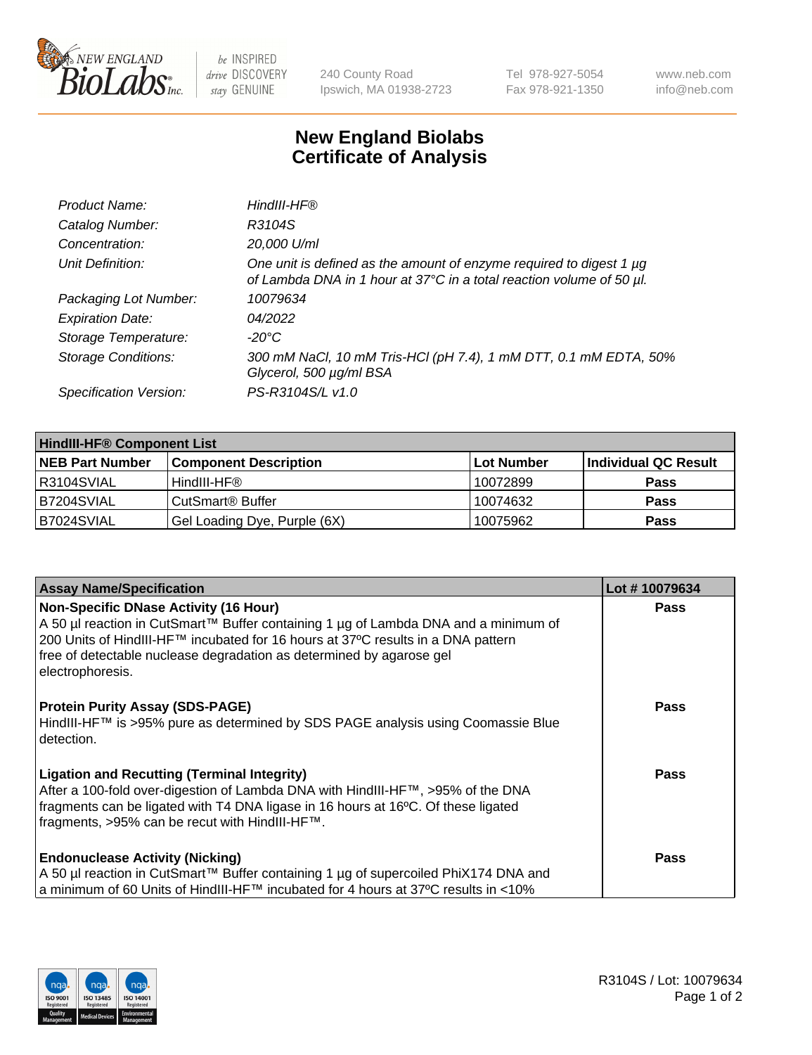New England Biolabs Inc. be INSPIRED drive DISCOVERY stay GENUINE

240 County Road
Ipswich, MA 01938-2723

Tel 978-927-5054
Fax 978-921-1350

www.neb.com
info@neb.com

# New England Biolabs
# Certificate of Analysis

| | |
|---|---|
| *Product Name:* | *HindIII-HF®* |
| *Catalog Number:* | *R3104S* |
| *Concentration:* | *20,000 U/ml* |
| *Unit Definition:* | *One unit is defined as the amount of enzyme required to digest 1 µg of Lambda DNA in 1 hour at 37°C in a total reaction volume of 50 µl.* |
| *Packaging Lot Number:* | *10079634* |
| *Expiration Date:* | *04/2022* |
| *Storage Temperature:* | *-20°C* |
| *Storage Conditions:* | *300 mM NaCl, 10 mM Tris-HCl (pH 7.4), 1 mM DTT, 0.1 mM EDTA, 50% Glycerol, 500 µg/ml BSA* |
| *Specification Version:* | *PS-R3104S/L v1.0* |

| **HindIII-HF® Component List** | | | |
|---|---|---|---|
| **NEB Part Number** | **Component Description** | **Lot Number** | **Individual QC Result** |
| R3104SVIAL | HindIII-HF® | 10072899 | **Pass** |
| B7204SVIAL | CutSmart® Buffer | 10074632 | **Pass** |
| B7024SVIAL | Gel Loading Dye, Purple (6X) | 10075962 | **Pass** |

| **Assay Name/Specification** | **Lot # 10079634** |
|---|---|
| **Non-Specific DNase Activity (16 Hour)**<br>A 50 µl reaction in CutSmart™ Buffer containing 1 µg of Lambda DNA and a minimum of 200 Units of HindIII-HF™ incubated for 16 hours at 37ºC results in a DNA pattern free of detectable nuclease degradation as determined by agarose gel electrophoresis. | **Pass** |
| **Protein Purity Assay (SDS-PAGE)**<br>HindIII-HF™ is >95% pure as determined by SDS PAGE analysis using Coomassie Blue detection. | **Pass** |
| **Ligation and Recutting (Terminal Integrity)**<br>After a 100-fold over-digestion of Lambda DNA with HindIII-HF™, >95% of the DNA fragments can be ligated with T4 DNA ligase in 16 hours at 16ºC. Of these ligated fragments, >95% can be recut with HindIII-HF™. | **Pass** |
| **Endonuclease Activity (Nicking)**<br>A 50 µl reaction in CutSmart™ Buffer containing 1 µg of supercoiled PhiX174 DNA and a minimum of 60 Units of HindIII-HF™ incubated for 4 hours at 37ºC results in <10% | **Pass** |

R3104S / Lot: 10079634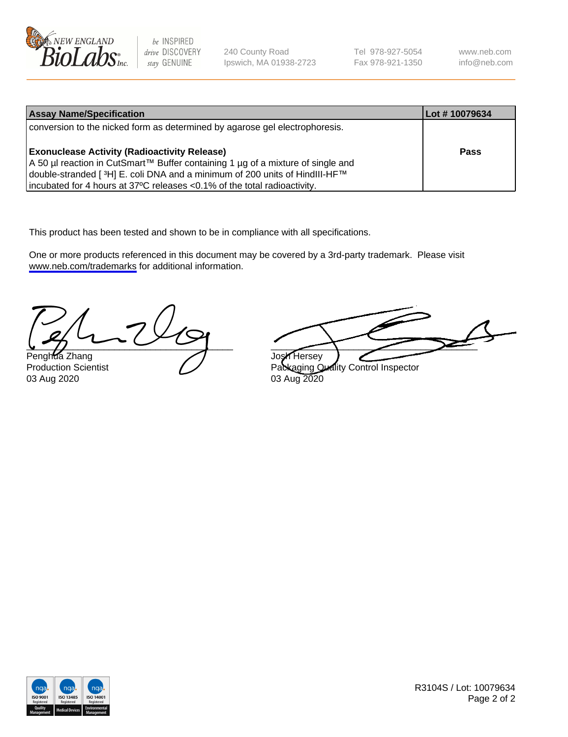| Assay Name/Specification | Lot # 10079634 |
|---|---|
| conversion to the nicked form as determined by agarose gel electrophoresis. | |
| **Exonuclease Activity (Radioactivity Release)**<br>A 50 µl reaction in CutSmart™ Buffer containing 1 µg of a mixture of single and double-stranded [ $^3$H] E. coli DNA and a minimum of 200 units of HindIII-HF™ incubated for 4 hours at 37ºC releases <0.1% of the total radioactivity. | **Pass** |

This product has been tested and shown to be in compliance with all specifications.

One or more products referenced in this document may be covered by a 3rd-party trademark. Please visit www.neb.com/trademarks for additional information.

Penghua Zhang
Production Scientist
03 Aug 2020

Josh Hersey
Packaging Quality Control Inspector
03 Aug 2020

R3104S / Lot: 10079634